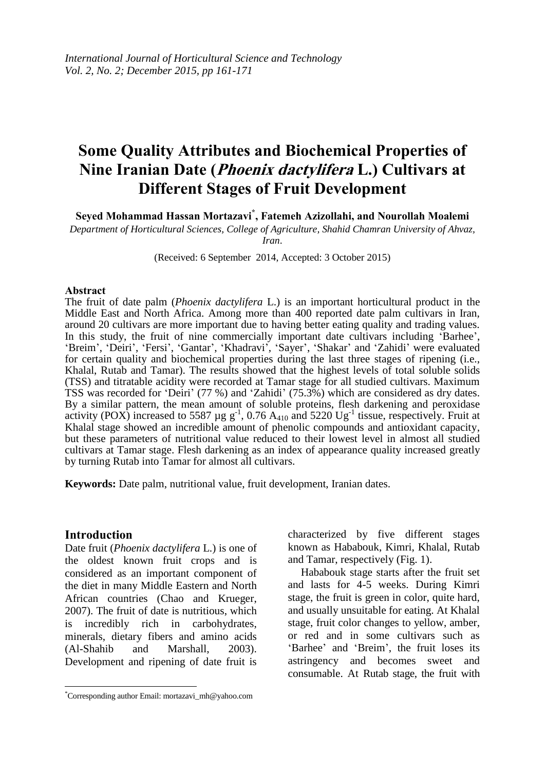# Some Quality Attributes and Biochemical Properties of Nine Iranian Date (*Phoenix dactylifera* L.) Cultivars at Different Stages of Fruit Development

**Seyed Mohammad Hassan Mortazavi[*], Fatemeh Azizollahi, and Nourollah Moalemi**

*Department of Horticultural Sciences, College of Agriculture, Shahid Chamran University of Ahvaz, Iran.*

(Received: 6 September 2014, Accepted: 3 October 2015)

## Abstract

The fruit of date palm (*Phoenix dactylifera* L.) is an important horticultural product in the Middle East and North Africa. Among more than 400 reported date palm cultivars in Iran, around 20 cultivars are more important due to having better eating quality and trading values. In this study, the fruit of nine commercially important date cultivars including 'Barhee', 'Breim', 'Deiri', 'Fersi', 'Gantar', 'Khadravi', 'Sayer', 'Shakar' and 'Zahidi' were evaluated for certain quality and biochemical properties during the last three stages of ripening (i.e., Khalal, Rutab and Tamar). The results showed that the highest levels of total soluble solids (TSS) and titratable acidity were recorded at Tamar stage for all studied cultivars. Maximum TSS was recorded for 'Deiri' (77 %) and 'Zahidi' (75.3%) which are considered as dry dates. By a similar pattern, the mean amount of soluble proteins, flesh darkening and peroxidase activity (POX) increased to 5587 µg $g^{-1}$, 0.76 $A_{410}$ and 5220 $Ug^{-1}$ tissue, respectively. Fruit at Khalal stage showed an incredible amount of phenolic compounds and antioxidant capacity, but these parameters of nutritional value reduced to their lowest level in almost all studied cultivars at Tamar stage. Flesh darkening as an index of appearance quality increased greatly by turning Rutab into Tamar for almost all cultivars.

**Keywords:** Date palm, nutritional value, fruit development, Iranian dates.

## Introduction

Date fruit (*Phoenix dactylifera* L.) is one of the oldest known fruit crops and is considered as an important component of the diet in many Middle Eastern and North African countries (Chao and Krueger, 2007). The fruit of date is nutritious, which is incredibly rich in carbohydrates, minerals, dietary fibers and amino acids (Al-Shahib and Marshall, 2003). Development and ripening of date fruit is characterized by five different stages known as Hababouk, Kimri, Khalal, Rutab and Tamar, respectively (Fig. 1).

Hababouk stage starts after the fruit set and lasts for 4-5 weeks. During Kimri stage, the fruit is green in color, quite hard, and usually unsuitable for eating. At Khalal stage, fruit color changes to yellow, amber, or red and in some cultivars such as 'Barhee' and 'Breim', the fruit loses its astringency and becomes sweet and consumable. At Rutab stage, the fruit with

[*]Corresponding author Email: mortazavi_mh@yahoo.com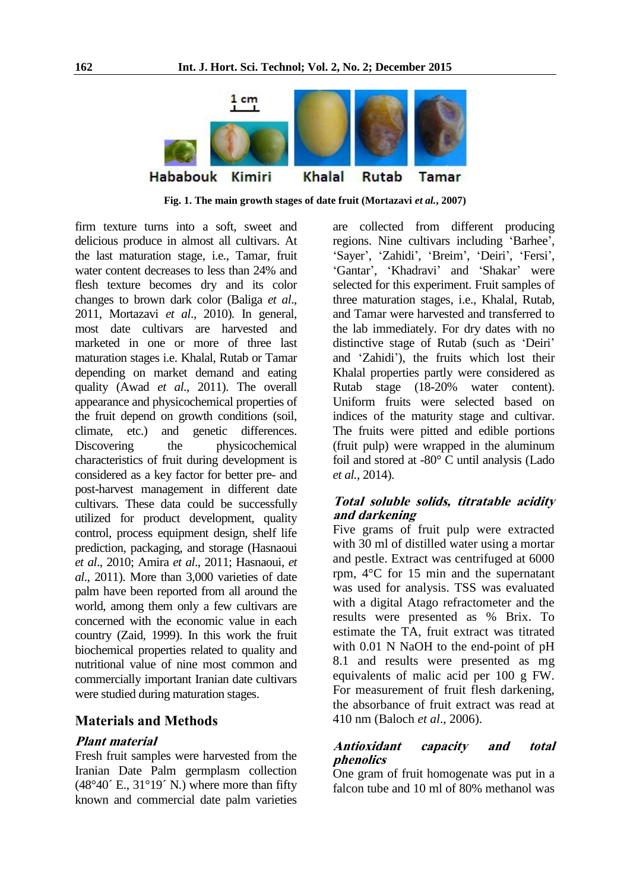Fig. 1. The main growth stages of date fruit (Mortazavi *et al.*, 2007)

firm texture turns into a soft, sweet and delicious produce in almost all cultivars. At the last maturation stage, i.e., Tamar, fruit water content decreases to less than 24% and flesh texture becomes dry and its color changes to brown dark color (Baliga *et al*., 2011, Mortazavi *et al*., 2010). In general, most date cultivars are harvested and marketed in one or more of three last maturation stages i.e. Khalal, Rutab or Tamar depending on market demand and eating quality (Awad *et al*., 2011). The overall appearance and physicochemical properties of the fruit depend on growth conditions (soil, climate, etc.) and genetic differences. Discovering the physicochemical characteristics of fruit during development is considered as a key factor for better pre- and post-harvest management in different date cultivars. These data could be successfully utilized for product development, quality control, process equipment design, shelf life prediction, packaging, and storage (Hasnaoui *et al*., 2010; Amira *et al*., 2011; Hasnaoui, *et al*., 2011). More than 3,000 varieties of date palm have been reported from all around the world, among them only a few cultivars are concerned with the economic value in each country (Zaid, 1999). In this work the fruit biochemical properties related to quality and nutritional value of nine most common and commercially important Iranian date cultivars were studied during maturation stages.

## Materials and Methods

### *Plant material*

Fresh fruit samples were harvested from the Iranian Date Palm germplasm collection (48°40´ E., 31°19´ N.) where more than fifty known and commercial date palm varieties are collected from different producing regions. Nine cultivars including 'Barhee', 'Sayer', 'Zahidi', 'Breim', 'Deiri', 'Fersi', 'Gantar', 'Khadravi' and 'Shakar' were selected for this experiment. Fruit samples of three maturation stages, i.e., Khalal, Rutab, and Tamar were harvested and transferred to the lab immediately. For dry dates with no distinctive stage of Rutab (such as 'Deiri' and 'Zahidi'), the fruits which lost their Khalal properties partly were considered as Rutab stage (18-20% water content). Uniform fruits were selected based on indices of the maturity stage and cultivar. The fruits were pitted and edible portions (fruit pulp) were wrapped in the aluminum foil and stored at -80° C until analysis (Lado *et al.*, 2014).

### *Total soluble solids, titratable acidity and darkening*

Five grams of fruit pulp were extracted with 30 ml of distilled water using a mortar and pestle. Extract was centrifuged at 6000 rpm, 4°C for 15 min and the supernatant was used for analysis. TSS was evaluated with a digital Atago refractometer and the results were presented as % Brix. To estimate the TA, fruit extract was titrated with 0.01 N NaOH to the end-point of pH 8.1 and results were presented as mg equivalents of malic acid per 100 g FW. For measurement of fruit flesh darkening, the absorbance of fruit extract was read at 410 nm (Baloch *et al*., 2006).

### *Antioxidant capacity and total phenolics*

One gram of fruit homogenate was put in a falcon tube and 10 ml of 80% methanol was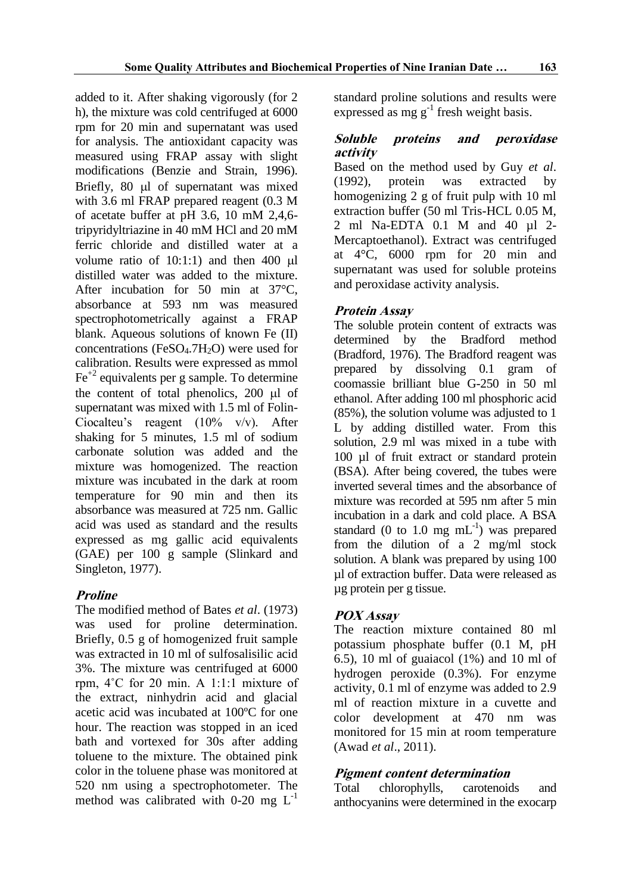added to it. After shaking vigorously (for 2 h), the mixture was cold centrifuged at 6000 rpm for 20 min and supernatant was used for analysis. The antioxidant capacity was measured using FRAP assay with slight modifications (Benzie and Strain, 1996). Briefly, 80 μl of supernatant was mixed with 3.6 ml FRAP prepared reagent (0.3 M of acetate buffer at pH 3.6, 10 mM 2,4,6-tripyridyltriazine in 40 mM HCl and 20 mM ferric chloride and distilled water at a volume ratio of 10:1:1) and then 400 μl distilled water was added to the mixture. After incubation for 50 min at 37°C, absorbance at 593 nm was measured spectrophotometrically against a FRAP blank. Aqueous solutions of known Fe (II) concentrations ($FeSO_4.7H_2O$) were used for calibration. Results were expressed as mmol $Fe^{+2}$ equivalents per g sample. To determine the content of total phenolics, 200 μl of supernatant was mixed with 1.5 ml of Folin-Ciocalteu's reagent (10% v/v). After shaking for 5 minutes, 1.5 ml of sodium carbonate solution was added and the mixture was homogenized. The reaction mixture was incubated in the dark at room temperature for 90 min and then its absorbance was measured at 725 nm. Gallic acid was used as standard and the results expressed as mg gallic acid equivalents (GAE) per 100 g sample (Slinkard and Singleton, 1977).

### *Proline*

The modified method of Bates *et al*. (1973) was used for proline determination. Briefly, 0.5 g of homogenized fruit sample was extracted in 10 ml of sulfosalisilic acid 3%. The mixture was centrifuged at 6000 rpm, 4˚C for 20 min. A 1:1:1 mixture of the extract, ninhydrin acid and glacial acetic acid was incubated at 100ºC for one hour. The reaction was stopped in an iced bath and vortexed for 30s after adding toluene to the mixture. The obtained pink color in the toluene phase was monitored at 520 nm using a spectrophotometer. The method was calibrated with 0-20 mg $L^{-1}$ standard proline solutions and results were expressed as mg $g^{-1}$ fresh weight basis.

### *Soluble proteins and peroxidase activity*

Based on the method used by Guy *et al*. (1992), protein was extracted by homogenizing 2 g of fruit pulp with 10 ml extraction buffer (50 ml Tris-HCL 0.05 M, 2 ml Na-EDTA 0.1 M and 40 µl 2-Mercaptoethanol). Extract was centrifuged at 4°C, 6000 rpm for 20 min and supernatant was used for soluble proteins and peroxidase activity analysis.

### *Protein Assay*

The soluble protein content of extracts was determined by the Bradford method (Bradford, 1976). The Bradford reagent was prepared by dissolving 0.1 gram of coomassie brilliant blue G-250 in 50 ml ethanol. After adding 100 ml phosphoric acid (85%), the solution volume was adjusted to 1 L by adding distilled water. From this solution, 2.9 ml was mixed in a tube with 100 µl of fruit extract or standard protein (BSA). After being covered, the tubes were inverted several times and the absorbance of mixture was recorded at 595 nm after 5 min incubation in a dark and cold place. A BSA standard (0 to 1.0 mg $mL^{-1}$) was prepared from the dilution of a 2 mg/ml stock solution. A blank was prepared by using 100 µl of extraction buffer. Data were released as µg protein per g tissue.

### *POX Assay*

The reaction mixture contained 80 ml potassium phosphate buffer (0.1 M, pH 6.5), 10 ml of guaiacol (1%) and 10 ml of hydrogen peroxide (0.3%). For enzyme activity, 0.1 ml of enzyme was added to 2.9 ml of reaction mixture in a cuvette and color development at 470 nm was monitored for 15 min at room temperature (Awad *et al*., 2011).

### *Pigment content determination*

Total chlorophylls, carotenoids and anthocyanins were determined in the exocarp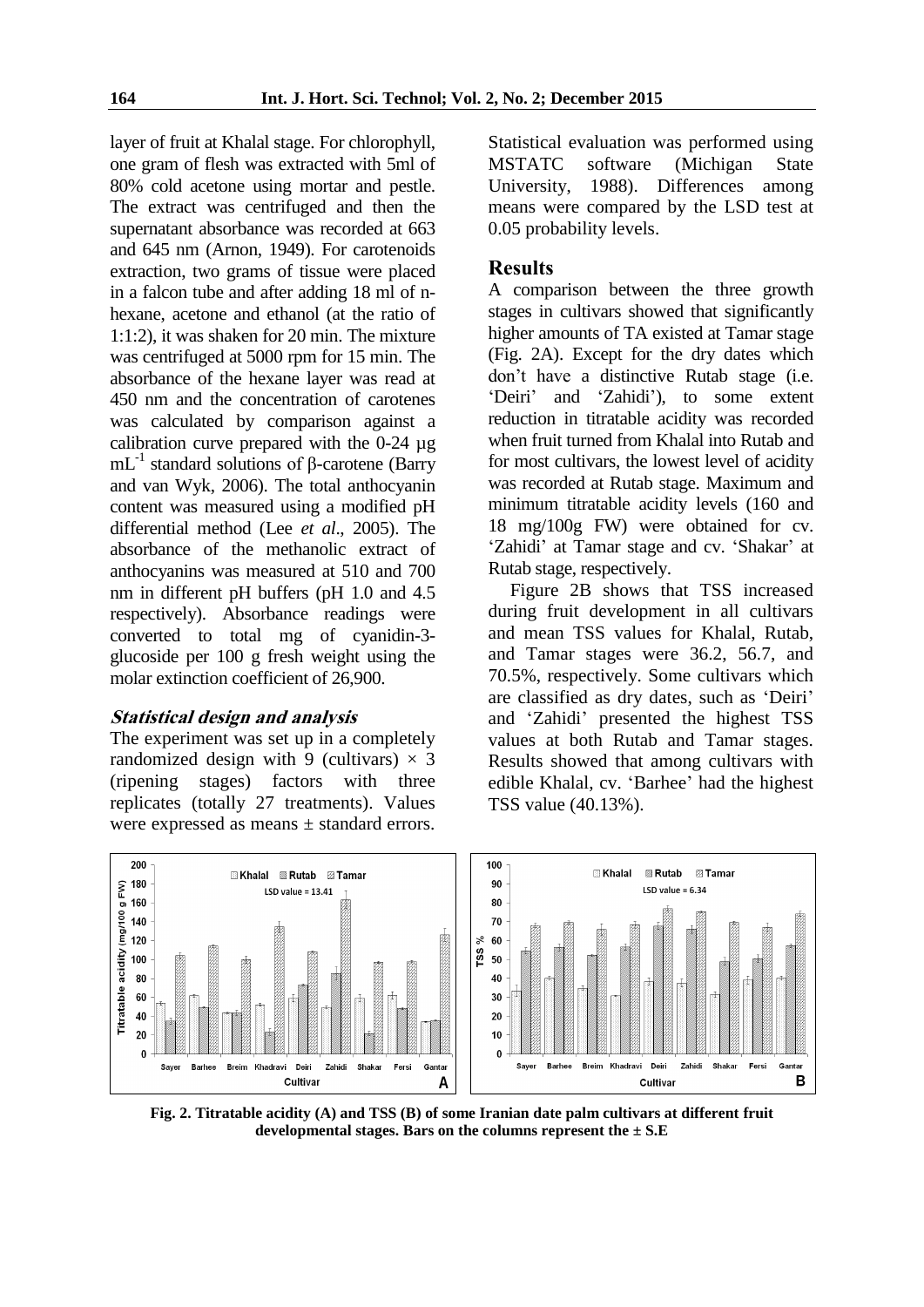layer of fruit at Khalal stage. For chlorophyll, one gram of flesh was extracted with 5ml of 80% cold acetone using mortar and pestle. The extract was centrifuged and then the supernatant absorbance was recorded at 663 and 645 nm (Arnon, 1949). For carotenoids extraction, two grams of tissue were placed in a falcon tube and after adding 18 ml of n-hexane, acetone and ethanol (at the ratio of 1:1:2), it was shaken for 20 min. The mixture was centrifuged at 5000 rpm for 15 min. The absorbance of the hexane layer was read at 450 nm and the concentration of carotenes was calculated by comparison against a calibration curve prepared with the 0-24 µg $mL^{-1}$ standard solutions of β-carotene (Barry and van Wyk, 2006). The total anthocyanin content was measured using a modified pH differential method (Lee *et al*., 2005). The absorbance of the methanolic extract of anthocyanins was measured at 510 and 700 nm in different pH buffers (pH 1.0 and 4.5 respectively). Absorbance readings were converted to total mg of cyanidin-3-glucoside per 100 g fresh weight using the molar extinction coefficient of 26,900.

### *Statistical design and analysis*

The experiment was set up in a completely randomized design with 9 (cultivars) × 3 (ripening stages) factors with three replicates (totally 27 treatments). Values were expressed as means ± standard errors. Statistical evaluation was performed using MSTATC software (Michigan State University, 1988). Differences among means were compared by the LSD test at 0.05 probability levels.

## Results

A comparison between the three growth stages in cultivars showed that significantly higher amounts of TA existed at Tamar stage (Fig. 2A). Except for the dry dates which don't have a distinctive Rutab stage (i.e. 'Deiri' and 'Zahidi'), to some extent reduction in titratable acidity was recorded when fruit turned from Khalal into Rutab and for most cultivars, the lowest level of acidity was recorded at Rutab stage. Maximum and minimum titratable acidity levels (160 and 18 mg/100g FW) were obtained for cv. 'Zahidi' at Tamar stage and cv. 'Shakar' at Rutab stage, respectively.

Figure 2B shows that TSS increased during fruit development in all cultivars and mean TSS values for Khalal, Rutab, and Tamar stages were 36.2, 56.7, and 70.5%, respectively. Some cultivars which are classified as dry dates, such as 'Deiri' and 'Zahidi' presented the highest TSS values at both Rutab and Tamar stages. Results showed that among cultivars with edible Khalal, cv. 'Barhee' had the highest TSS value (40.13%).

**Fig. 2. Titratable acidity (A) and TSS (B) of some Iranian date palm cultivars at different fruit developmental stages. Bars on the columns represent the ± S.E**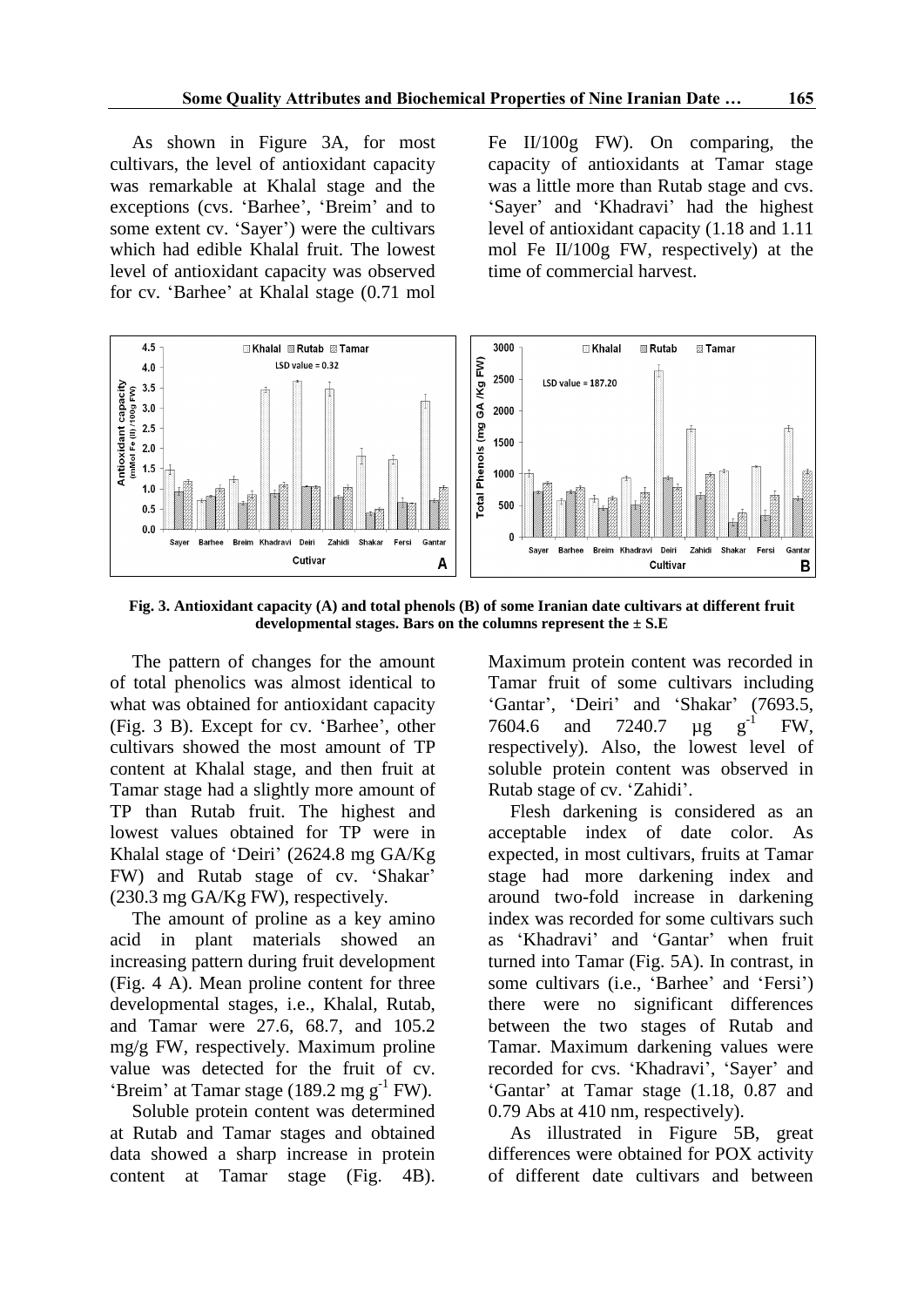As shown in Figure 3A, for most cultivars, the level of antioxidant capacity was remarkable at Khalal stage and the exceptions (cvs. 'Barhee', 'Breim' and to some extent cv. 'Sayer') were the cultivars which had edible Khalal fruit. The lowest level of antioxidant capacity was observed for cv. 'Barhee' at Khalal stage (0.71 mol Fe II/100g FW). On comparing, the capacity of antioxidants at Tamar stage was a little more than Rutab stage and cvs. 'Sayer' and 'Khadravi' had the highest level of antioxidant capacity (1.18 and 1.11 mol Fe II/100g FW, respectively) at the time of commercial harvest.

**Fig. 3. Antioxidant capacity (A) and total phenols (B) of some Iranian date cultivars at different fruit developmental stages. Bars on the columns represent the ± S.E**

The pattern of changes for the amount of total phenolics was almost identical to what was obtained for antioxidant capacity (Fig. 3 B). Except for cv. 'Barhee', other cultivars showed the most amount of TP content at Khalal stage, and then fruit at Tamar stage had a slightly more amount of TP than Rutab fruit. The highest and lowest values obtained for TP were in Khalal stage of 'Deiri' (2624.8 mg GA/Kg FW) and Rutab stage of cv. 'Shakar' (230.3 mg GA/Kg FW), respectively.

The amount of proline as a key amino acid in plant materials showed an increasing pattern during fruit development (Fig. 4 A). Mean proline content for three developmental stages, i.e., Khalal, Rutab, and Tamar were 27.6, 68.7, and 105.2 mg/g FW, respectively. Maximum proline value was detected for the fruit of cv. 'Breim' at Tamar stage (189.2 mg $g^{-1}$ FW).

Soluble protein content was determined at Rutab and Tamar stages and obtained data showed a sharp increase in protein content at Tamar stage (Fig. 4B). Maximum protein content was recorded in Tamar fruit of some cultivars including 'Gantar', 'Deiri' and 'Shakar' (7693.5, 7604.6 and 7240.7 µg $g^{-1}$ FW, respectively). Also, the lowest level of soluble protein content was observed in Rutab stage of cv. 'Zahidi'.

Flesh darkening is considered as an acceptable index of date color. As expected, in most cultivars, fruits at Tamar stage had more darkening index and around two-fold increase in darkening index was recorded for some cultivars such as 'Khadravi' and 'Gantar' when fruit turned into Tamar (Fig. 5A). In contrast, in some cultivars (i.e., 'Barhee' and 'Fersi') there were no significant differences between the two stages of Rutab and Tamar. Maximum darkening values were recorded for cvs. 'Khadravi', 'Sayer' and 'Gantar' at Tamar stage (1.18, 0.87 and 0.79 Abs at 410 nm, respectively).

As illustrated in Figure 5B, great differences were obtained for POX activity of different date cultivars and between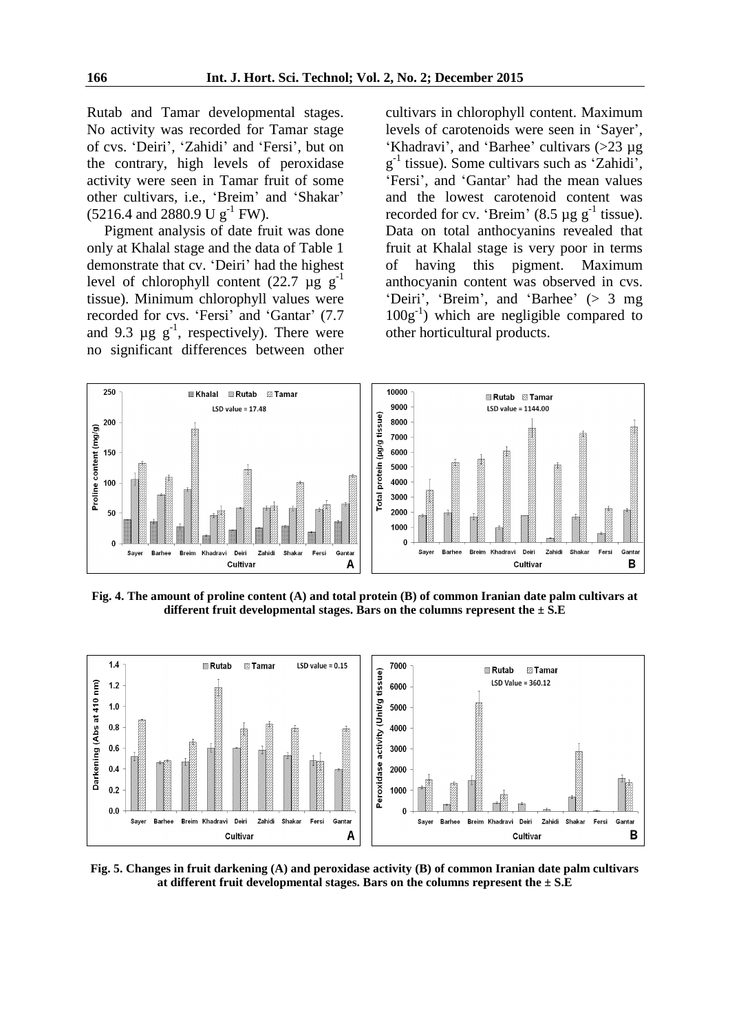Rutab and Tamar developmental stages. No activity was recorded for Tamar stage of cvs. 'Deiri', 'Zahidi' and 'Fersi', but on the contrary, high levels of peroxidase activity were seen in Tamar fruit of some other cultivars, i.e., 'Breim' and 'Shakar' (5216.4 and 2880.9 U $g^{-1}$ FW).

Pigment analysis of date fruit was done only at Khalal stage and the data of Table 1 demonstrate that cv. 'Deiri' had the highest level of chlorophyll content (22.7 µg $g^{-1}$ tissue). Minimum chlorophyll values were recorded for cvs. 'Fersi' and 'Gantar' (7.7 and 9.3 µg $g^{-1}$, respectively). There were no significant differences between other cultivars in chlorophyll content. Maximum levels of carotenoids were seen in 'Sayer', 'Khadravi', and 'Barhee' cultivars (>23 µg $g^{-1}$ tissue). Some cultivars such as 'Zahidi', 'Fersi', and 'Gantar' had the mean values and the lowest carotenoid content was recorded for cv. 'Breim' (8.5 µg $g^{-1}$ tissue). Data on total anthocyanins revealed that fruit at Khalal stage is very poor in terms of having this pigment. Maximum anthocyanin content was observed in cvs. 'Deiri', 'Breim', and 'Barhee' (> 3 mg $100g^{-1}$) which are negligible compared to other horticultural products.

**Fig. 4. The amount of proline content (A) and total protein (B) of common Iranian date palm cultivars at different fruit developmental stages. Bars on the columns represent the ± S.E**

**Fig. 5. Changes in fruit darkening (A) and peroxidase activity (B) of common Iranian date palm cultivars at different fruit developmental stages. Bars on the columns represent the ± S.E**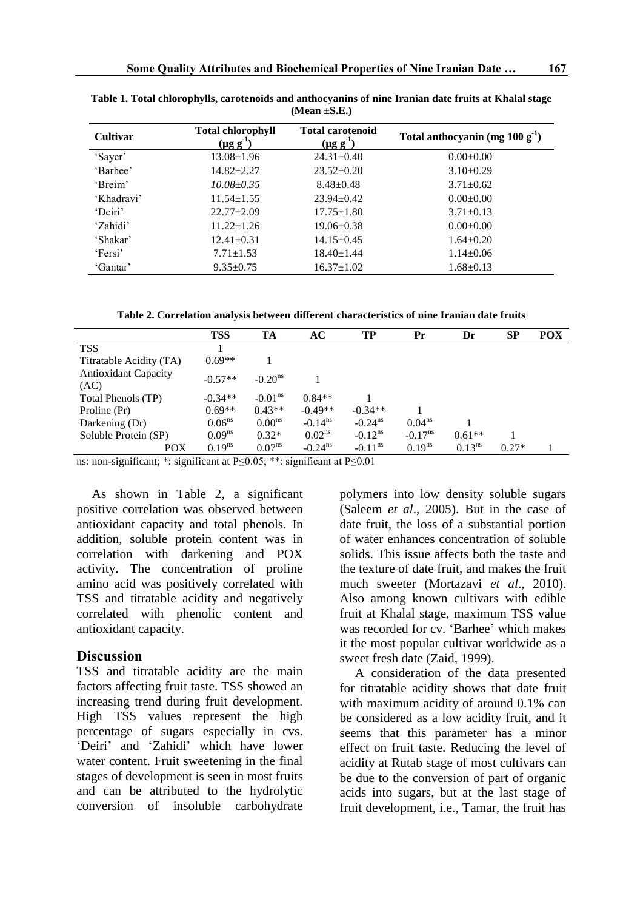**Table 1. Total chlorophylls, carotenoids and anthocyanins of nine Iranian date fruits at Khalal stage (Mean ±S.E.)**

| Cultivar | Total chlorophyll ($\mu g\ g^{-1}$) | Total carotenoid ($\mu g\ g^{-1}$) | Total anthocyanin (mg 100 $g^{-1}$) |
|---|---|---|---|
| 'Sayer' | 13.08±1.96 | 24.31±0.40 | 0.00±0.00 |
| 'Barhee' | 14.82±2.27 | 23.52±0.20 | 3.10±0.29 |
| 'Breim' | *10.08±0.35* | 8.48±0.48 | 3.71±0.62 |
| 'Khadravi' | 11.54±1.55 | 23.94±0.42 | 0.00±0.00 |
| 'Deiri' | 22.77±2.09 | 17.75±1.80 | 3.71±0.13 |
| 'Zahidi' | 11.22±1.26 | 19.06±0.38 | 0.00±0.00 |
| 'Shakar' | 12.41±0.31 | 14.15±0.45 | 1.64±0.20 |
| 'Fersi' | 7.71±1.53 | 18.40±1.44 | 1.14±0.06 |
| 'Gantar' | 9.35±0.75 | 16.37±1.02 | 1.68±0.13 |

**Table 2. Correlation analysis between different characteristics of nine Iranian date fruits**

| | TSS | TA | AC | TP | Pr | Dr | SP | POX |
|---|---|---|---|---|---|---|---|---|
| TSS | 1 | | | | | | | |
| Titratable Acidity (TA) | 0.69** | 1 | | | | | | |
| Antioxidant Capacity (AC) | -0.57** | $-0.20^{ns}$ | 1 | | | | | |
| Total Phenols (TP) | -0.34** | $-0.01^{ns}$ | 0.84** | 1 | | | | |
| Proline (Pr) | 0.69** | 0.43** | -0.49** | -0.34** | 1 | | | |
| Darkening (Dr) | $0.06^{ns}$ | $0.00^{ns}$ | $-0.14^{ns}$ | $-0.24^{ns}$ | $0.04^{ns}$ | 1 | | |
| Soluble Protein (SP) | $0.09^{ns}$ | 0.32* | $0.02^{ns}$ | $-0.12^{ns}$ | $-0.17^{ns}$ | 0.61** | 1 | |
| POX | $0.19^{ns}$ | $0.07^{ns}$ | $-0.24^{ns}$ | $-0.11^{ns}$ | $0.19^{ns}$ | $0.13^{ns}$ | 0.27* | 1 |

ns: non-significant; *: significant at P≤0.05; **: significant at P≤0.01

As shown in Table 2, a significant positive correlation was observed between antioxidant capacity and total phenols. In addition, soluble protein content was in correlation with darkening and POX activity. The concentration of proline amino acid was positively correlated with TSS and titratable acidity and negatively correlated with phenolic content and antioxidant capacity.

## Discussion

TSS and titratable acidity are the main factors affecting fruit taste. TSS showed an increasing trend during fruit development. High TSS values represent the high percentage of sugars especially in cvs. 'Deiri' and 'Zahidi' which have lower water content. Fruit sweetening in the final stages of development is seen in most fruits and can be attributed to the hydrolytic conversion of insoluble carbohydrate polymers into low density soluble sugars (Saleem *et al*., 2005). But in the case of date fruit, the loss of a substantial portion of water enhances concentration of soluble solids. This issue affects both the taste and the texture of date fruit, and makes the fruit much sweeter (Mortazavi *et al*., 2010). Also among known cultivars with edible fruit at Khalal stage, maximum TSS value was recorded for cv. 'Barhee' which makes it the most popular cultivar worldwide as a sweet fresh date (Zaid, 1999).

A consideration of the data presented for titratable acidity shows that date fruit with maximum acidity of around 0.1% can be considered as a low acidity fruit, and it seems that this parameter has a minor effect on fruit taste. Reducing the level of acidity at Rutab stage of most cultivars can be due to the conversion of part of organic acids into sugars, but at the last stage of fruit development, i.e., Tamar, the fruit has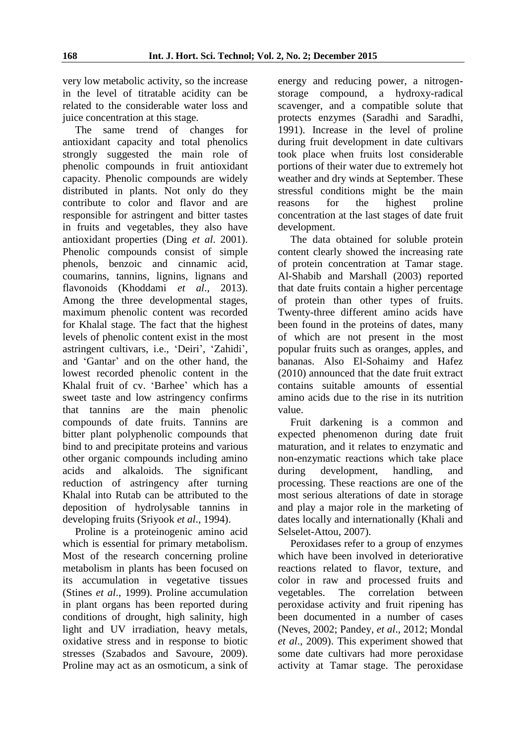very low metabolic activity, so the increase in the level of titratable acidity can be related to the considerable water loss and juice concentration at this stage.

The same trend of changes for antioxidant capacity and total phenolics strongly suggested the main role of phenolic compounds in fruit antioxidant capacity. Phenolic compounds are widely distributed in plants. Not only do they contribute to color and flavor and are responsible for astringent and bitter tastes in fruits and vegetables, they also have antioxidant properties (Ding *et al*. 2001). Phenolic compounds consist of simple phenols, benzoic and cinnamic acid, coumarins, tannins, lignins, lignans and flavonoids (Khoddami *et al*., 2013). Among the three developmental stages, maximum phenolic content was recorded for Khalal stage. The fact that the highest levels of phenolic content exist in the most astringent cultivars, i.e., 'Deiri', 'Zahidi', and 'Gantar' and on the other hand, the lowest recorded phenolic content in the Khalal fruit of cv. 'Barhee' which has a sweet taste and low astringency confirms that tannins are the main phenolic compounds of date fruits. Tannins are bitter plant polyphenolic compounds that bind to and precipitate proteins and various other organic compounds including amino acids and alkaloids. The significant reduction of astringency after turning Khalal into Rutab can be attributed to the deposition of hydrolysable tannins in developing fruits (Sriyook *et al*., 1994).

Proline is a proteinogenic amino acid which is essential for primary metabolism. Most of the research concerning proline metabolism in plants has been focused on its accumulation in vegetative tissues (Stines *et al*., 1999). Proline accumulation in plant organs has been reported during conditions of drought, high salinity, high light and UV irradiation, heavy metals, oxidative stress and in response to biotic stresses (Szabados and Savoure, 2009). Proline may act as an osmoticum, a sink of energy and reducing power, a nitrogen-storage compound, a hydroxy-radical scavenger, and a compatible solute that protects enzymes (Saradhi and Saradhi, 1991). Increase in the level of proline during fruit development in date cultivars took place when fruits lost considerable portions of their water due to extremely hot weather and dry winds at September. These stressful conditions might be the main reasons for the highest proline concentration at the last stages of date fruit development.

The data obtained for soluble protein content clearly showed the increasing rate of protein concentration at Tamar stage. Al-Shabib and Marshall (2003) reported that date fruits contain a higher percentage of protein than other types of fruits. Twenty-three different amino acids have been found in the proteins of dates, many of which are not present in the most popular fruits such as oranges, apples, and bananas. Also El-Sohaimy and Hafez (2010) announced that the date fruit extract contains suitable amounts of essential amino acids due to the rise in its nutrition value.

Fruit darkening is a common and expected phenomenon during date fruit maturation, and it relates to enzymatic and non-enzymatic reactions which take place during development, handling, and processing. These reactions are one of the most serious alterations of date in storage and play a major role in the marketing of dates locally and internationally (Khali and Selselet-Attou, 2007).

Peroxidases refer to a group of enzymes which have been involved in deteriorative reactions related to flavor, texture, and color in raw and processed fruits and vegetables. The correlation between peroxidase activity and fruit ripening has been documented in a number of cases (Neves, 2002; Pandey, *et al*., 2012; Mondal *et al*., 2009). This experiment showed that some date cultivars had more peroxidase activity at Tamar stage. The peroxidase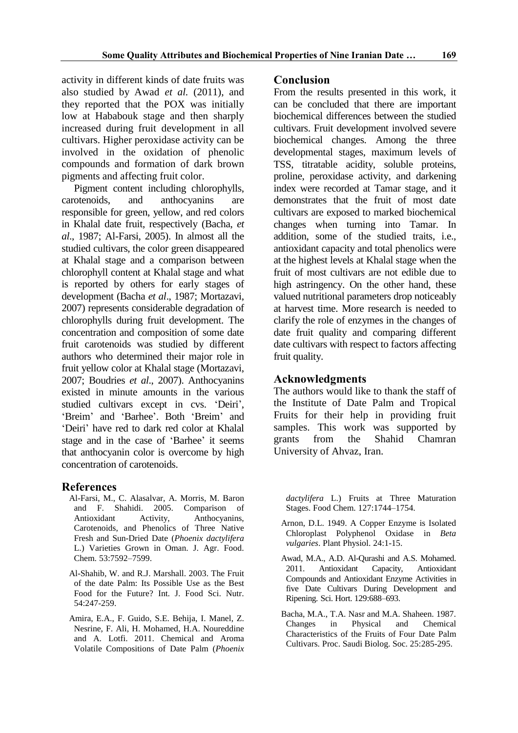activity in different kinds of date fruits was also studied by Awad *et al.* (2011), and they reported that the POX was initially low at Hababouk stage and then sharply increased during fruit development in all cultivars. Higher peroxidase activity can be involved in the oxidation of phenolic compounds and formation of dark brown pigments and affecting fruit color.

Pigment content including chlorophylls, carotenoids, and anthocyanins are responsible for green, yellow, and red colors in Khalal date fruit, respectively (Bacha, *et al*., 1987; Al-Farsi, 2005). In almost all the studied cultivars, the color green disappeared at Khalal stage and a comparison between chlorophyll content at Khalal stage and what is reported by others for early stages of development (Bacha *et al*., 1987; Mortazavi, 2007) represents considerable degradation of chlorophylls during fruit development. The concentration and composition of some date fruit carotenoids was studied by different authors who determined their major role in fruit yellow color at Khalal stage (Mortazavi, 2007; Boudries *et al*., 2007). Anthocyanins existed in minute amounts in the various studied cultivars except in cvs. 'Deiri', 'Breim' and 'Barhee'. Both 'Breim' and 'Deiri' have red to dark red color at Khalal stage and in the case of 'Barhee' it seems that anthocyanin color is overcome by high concentration of carotenoids.

## Conclusion

From the results presented in this work, it can be concluded that there are important biochemical differences between the studied cultivars. Fruit development involved severe biochemical changes. Among the three developmental stages, maximum levels of TSS, titratable acidity, soluble proteins, proline, peroxidase activity, and darkening index were recorded at Tamar stage, and it demonstrates that the fruit of most date cultivars are exposed to marked biochemical changes when turning into Tamar. In addition, some of the studied traits, i.e., antioxidant capacity and total phenolics were at the highest levels at Khalal stage when the fruit of most cultivars are not edible due to high astringency. On the other hand, these valued nutritional parameters drop noticeably at harvest time. More research is needed to clarify the role of enzymes in the changes of date fruit quality and comparing different date cultivars with respect to factors affecting fruit quality.

## Acknowledgments

The authors would like to thank the staff of the Institute of Date Palm and Tropical Fruits for their help in providing fruit samples. This work was supported by grants from the Shahid Chamran University of Ahvaz, Iran.

## References

Al-Farsi, M., C. Alasalvar, A. Morris, M. Baron and F. Shahidi. 2005. Comparison of Antioxidant Activity, Anthocyanins, Carotenoids, and Phenolics of Three Native Fresh and Sun-Dried Date (*Phoenix dactylifera* L.) Varieties Grown in Oman. J. Agr. Food. Chem. 53:7592–7599.

Al-Shahib, W. and R.J. Marshall. 2003. The Fruit of the date Palm: Its Possible Use as the Best Food for the Future? Int. J. Food Sci. Nutr. 54:247-259.

Amira, E.A., F. Guido, S.E. Behija, I. Manel, Z. Nesrine, F. Ali, H. Mohamed, H.A. Noureddine and A. Lotfi. 2011. Chemical and Aroma Volatile Compositions of Date Palm (*Phoenix dactylifera* L.) Fruits at Three Maturation Stages. Food Chem. 127:1744–1754.

Arnon, D.L. 1949. A Copper Enzyme is Isolated Chloroplast Polyphenol Oxidase in *Beta vulgaries*. Plant Physiol. 24:1-15.

Awad, M.A., A.D. Al-Qurashi and A.S. Mohamed. 2011. Antioxidant Capacity, Antioxidant Compounds and Antioxidant Enzyme Activities in five Date Cultivars During Development and Ripening. Sci. Hort. 129:688–693.

Bacha, M.A., T.A. Nasr and M.A. Shaheen. 1987. Changes in Physical and Chemical Characteristics of the Fruits of Four Date Palm Cultivars. Proc. Saudi Biolog. Soc. 25:285-295.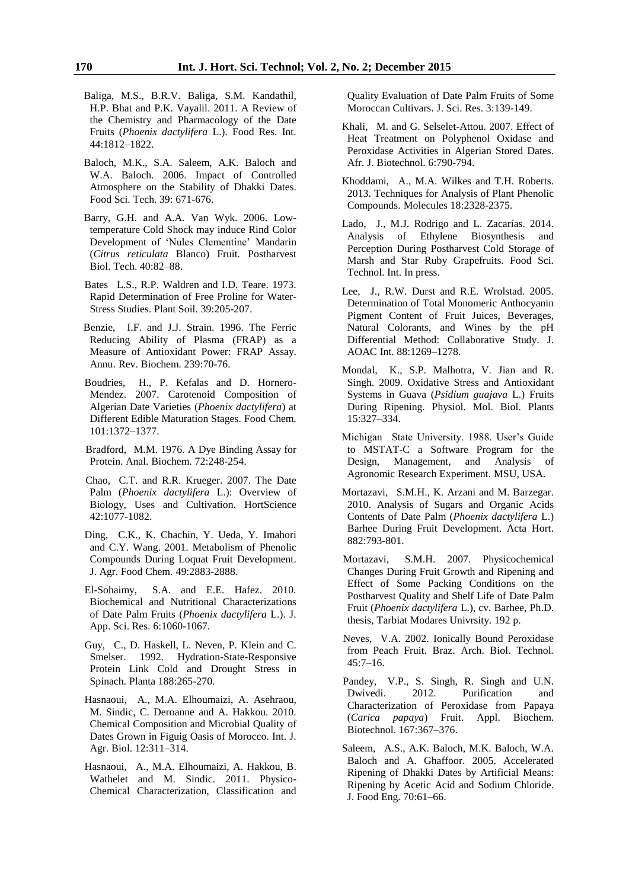Baliga, M.S., B.R.V. Baliga, S.M. Kandathil, H.P. Bhat and P.K. Vayalil. 2011. A Review of the Chemistry and Pharmacology of the Date Fruits (*Phoenix dactylifera* L.). Food Res. Int. 44:1812–1822.

Baloch, M.K., S.A. Saleem, A.K. Baloch and W.A. Baloch. 2006. Impact of Controlled Atmosphere on the Stability of Dhakki Dates. Food Sci. Tech. 39: 671-676.

Barry, G.H. and A.A. Van Wyk. 2006. Low-temperature Cold Shock may induce Rind Color Development of 'Nules Clementine' Mandarin (*Citrus reticulata* Blanco) Fruit. Postharvest Biol. Tech. 40:82–88.

Bates L.S., R.P. Waldren and I.D. Teare. 1973. Rapid Determination of Free Proline for Water-Stress Studies. Plant Soil. 39:205-207.

Benzie, I.F. and J.J. Strain. 1996. The Ferric Reducing Ability of Plasma (FRAP) as a Measure of Antioxidant Power: FRAP Assay. Annu. Rev. Biochem. 239:70-76.

Boudries, H., P. Kefalas and D. Hornero-Mendez. 2007. Carotenoid Composition of Algerian Date Varieties (*Phoenix dactylifera*) at Different Edible Maturation Stages. Food Chem. 101:1372–1377.

Bradford, M.M. 1976. A Dye Binding Assay for Protein. Anal. Biochem. 72:248-254.

Chao, C.T. and R.R. Krueger. 2007. The Date Palm (*Phoenix dactylifera* L.): Overview of Biology, Uses and Cultivation. HortScience 42:1077-1082.

Ding, C.K., K. Chachin, Y. Ueda, Y. Imahori and C.Y. Wang. 2001. Metabolism of Phenolic Compounds During Loquat Fruit Development. J. Agr. Food Chem. 49:2883-2888.

El-Sohaimy, S.A. and E.E. Hafez. 2010. Biochemical and Nutritional Characterizations of Date Palm Fruits (*Phoenix dactylifera* L.). J. App. Sci. Res. 6:1060-1067.

Guy, C., D. Haskell, L. Neven, P. Klein and C. Smelser. 1992. Hydration-State-Responsive Protein Link Cold and Drought Stress in Spinach. Planta 188:265-270.

Hasnaoui, A., M.A. Elhoumaizi, A. Asehraou, M. Sindic, C. Deroanne and A. Hakkou. 2010. Chemical Composition and Microbial Quality of Dates Grown in Figuig Oasis of Morocco. Int. J. Agr. Biol. 12:311–314.

Hasnaoui, A., M.A. Elhoumaizi, A. Hakkou, B. Wathelet and M. Sindic. 2011. Physico-Chemical Characterization, Classification and Quality Evaluation of Date Palm Fruits of Some Moroccan Cultivars. J. Sci. Res. 3:139-149.

Khali, M. and G. Selselet-Attou. 2007. Effect of Heat Treatment on Polyphenol Oxidase and Peroxidase Activities in Algerian Stored Dates. Afr. J. Biotechnol. 6:790-794.

Khoddami, A., M.A. Wilkes and T.H. Roberts. 2013. Techniques for Analysis of Plant Phenolic Compounds. Molecules 18:2328-2375.

Lado, J., M.J. Rodrigo and L. Zacarías. 2014. Analysis of Ethylene Biosynthesis and Perception During Postharvest Cold Storage of Marsh and Star Ruby Grapefruits. Food Sci. Technol. Int. In press.

Lee, J., R.W. Durst and R.E. Wrolstad. 2005. Determination of Total Monomeric Anthocyanin Pigment Content of Fruit Juices, Beverages, Natural Colorants, and Wines by the pH Differential Method: Collaborative Study. J. AOAC Int. 88:1269–1278.

Mondal, K., S.P. Malhotra, V. Jian and R. Singh. 2009. Oxidative Stress and Antioxidant Systems in Guava (*Psidium guajava* L.) Fruits During Ripening. Physiol. Mol. Biol. Plants 15:327–334.

Michigan State University. 1988. User's Guide to MSTAT-C a Software Program for the Design, Management, and Analysis of Agronomic Research Experiment. MSU, USA.

Mortazavi, S.M.H., K. Arzani and M. Barzegar. 2010. Analysis of Sugars and Organic Acids Contents of Date Palm (*Phoenix dactylifera* L.) Barhee During Fruit Development. Acta Hort. 882:793-801.

Mortazavi, S.M.H. 2007. Physicochemical Changes During Fruit Growth and Ripening and Effect of Some Packing Conditions on the Postharvest Quality and Shelf Life of Date Palm Fruit (*Phoenix dactylifera* L.), cv. Barhee, Ph.D. thesis, Tarbiat Modares Univrsity. 192 p.

Neves, V.A. 2002. Ionically Bound Peroxidase from Peach Fruit. Braz. Arch. Biol. Technol. 45:7–16.

Pandey, V.P., S. Singh, R. Singh and U.N. Dwivedi. 2012. Purification and Characterization of Peroxidase from Papaya (*Carica papaya*) Fruit. Appl. Biochem. Biotechnol. 167:367–376.

Saleem, A.S., A.K. Baloch, M.K. Baloch, W.A. Baloch and A. Ghaffoor. 2005. Accelerated Ripening of Dhakki Dates by Artificial Means: Ripening by Acetic Acid and Sodium Chloride. J. Food Eng. 70:61–66.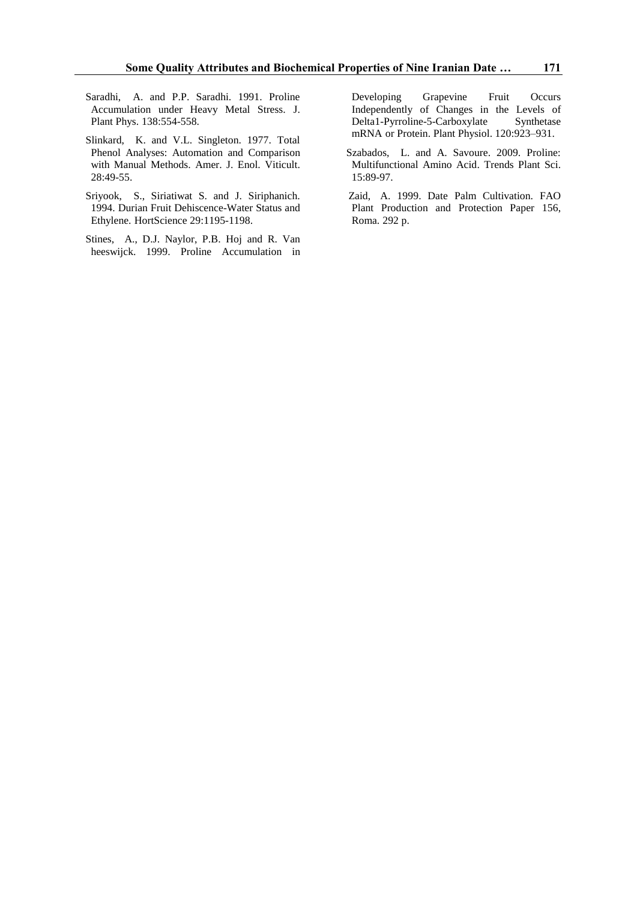Saradhi, A. and P.P. Saradhi. 1991. Proline Accumulation under Heavy Metal Stress. J. Plant Phys. 138:554-558.

Slinkard, K. and V.L. Singleton. 1977. Total Phenol Analyses: Automation and Comparison with Manual Methods. Amer. J. Enol. Viticult. 28:49-55.

Sriyook, S., Siriatiwat S. and J. Siriphanich. 1994. Durian Fruit Dehiscence-Water Status and Ethylene. HortScience 29:1195-1198.

Stines, A., D.J. Naylor, P.B. Hoj and R. Van heeswijck. 1999. Proline Accumulation in Developing Grapevine Fruit Occurs Independently of Changes in the Levels of Delta1-Pyrroline-5-Carboxylate Synthetase mRNA or Protein. Plant Physiol. 120:923–931.

Szabados, L. and A. Savoure. 2009. Proline: Multifunctional Amino Acid. Trends Plant Sci. 15:89-97.

Zaid, A. 1999. Date Palm Cultivation. FAO Plant Production and Protection Paper 156, Roma. 292 p.